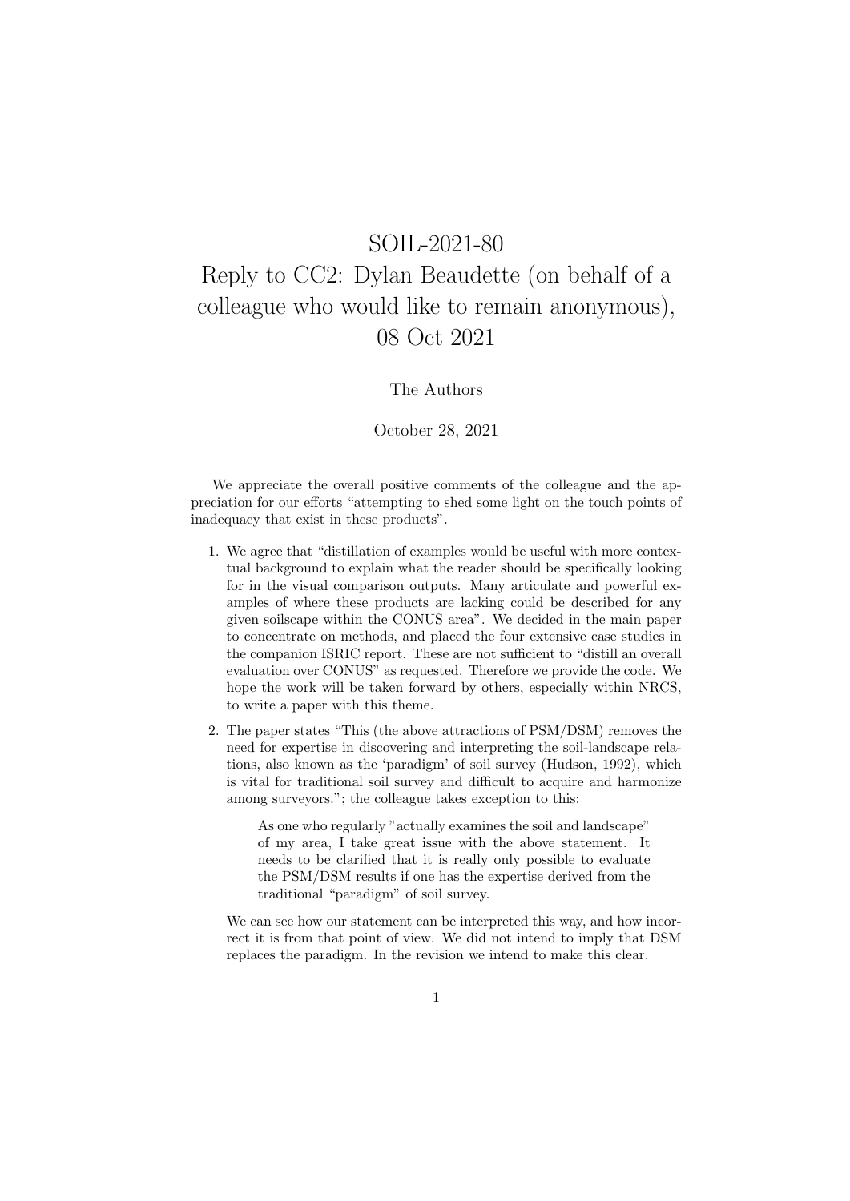# SOIL-2021-80
# Reply to CC2: Dylan Beaudette (on behalf of a colleague who would like to remain anonymous), 08 Oct 2021

The Authors

October 28, 2021

We appreciate the overall positive comments of the colleague and the appreciation for our efforts "attempting to shed some light on the touch points of inadequacy that exist in these products".

1. We agree that "distillation of examples would be useful with more contextual background to explain what the reader should be specifically looking for in the visual comparison outputs. Many articulate and powerful examples of where these products are lacking could be described for any given soilscape within the CONUS area". We decided in the main paper to concentrate on methods, and placed the four extensive case studies in the companion ISRIC report. These are not sufficient to "distill an overall evaluation over CONUS" as requested. Therefore we provide the code. We hope the work will be taken forward by others, especially within NRCS, to write a paper with this theme.

2. The paper states "This (the above attractions of PSM/DSM) removes the need for expertise in discovering and interpreting the soil-landscape relations, also known as the 'paradigm' of soil survey (Hudson, 1992), which is vital for traditional soil survey and difficult to acquire and harmonize among surveyors."; the colleague takes exception to this:

   > As one who regularly "actually examines the soil and landscape" of my area, I take great issue with the above statement. It needs to be clarified that it is really only possible to evaluate the PSM/DSM results if one has the expertise derived from the traditional "paradigm" of soil survey.

   We can see how our statement can be interpreted this way, and how incorrect it is from that point of view. We did not intend to imply that DSM replaces the paradigm. In the revision we intend to make this clear.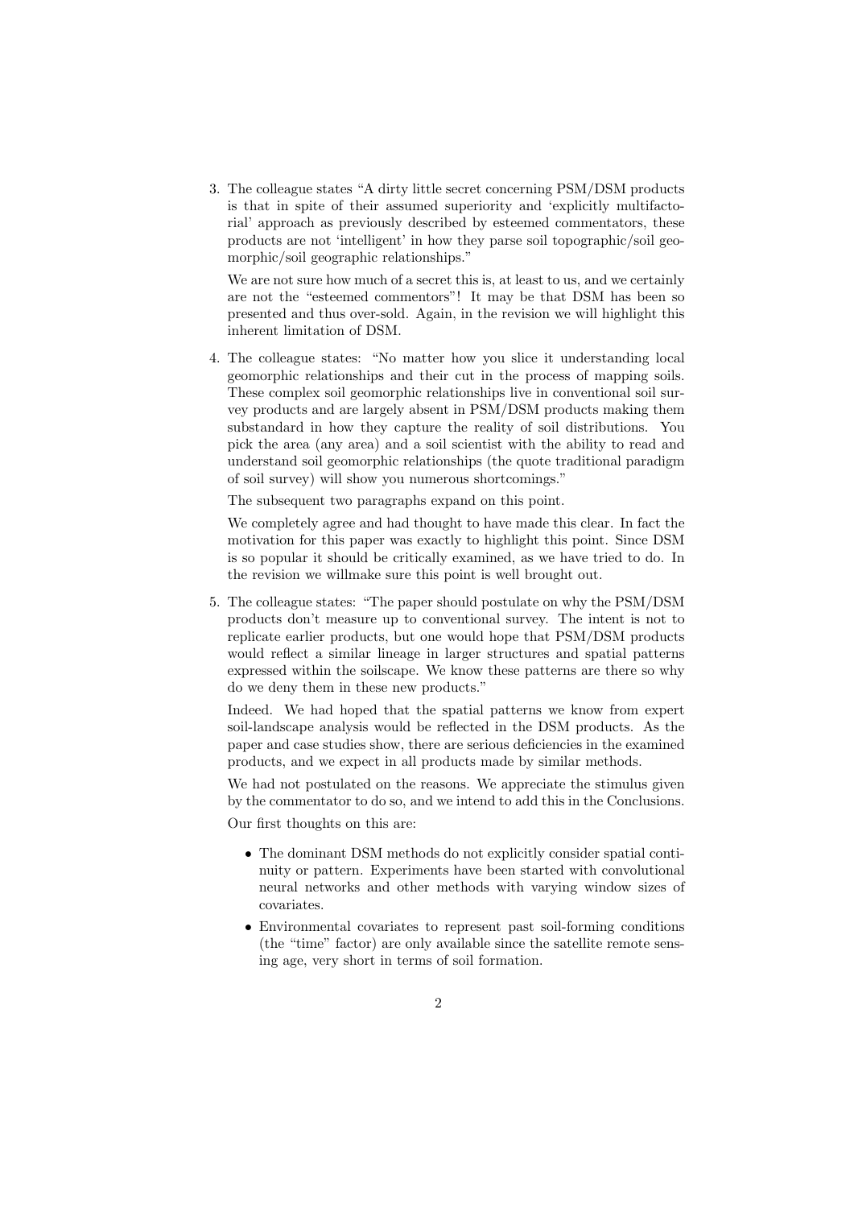3. The colleague states "A dirty little secret concerning PSM/DSM products is that in spite of their assumed superiority and 'explicitly multifactorial' approach as previously described by esteemed commentators, these products are not 'intelligent' in how they parse soil topographic/soil geomorphic/soil geographic relationships."

   We are not sure how much of a secret this is, at least to us, and we certainly are not the "esteemed commentors"! It may be that DSM has been so presented and thus over-sold. Again, in the revision we will highlight this inherent limitation of DSM.

4. The colleague states: "No matter how you slice it understanding local geomorphic relationships and their cut in the process of mapping soils. These complex soil geomorphic relationships live in conventional soil survey products and are largely absent in PSM/DSM products making them substandard in how they capture the reality of soil distributions. You pick the area (any area) and a soil scientist with the ability to read and understand soil geomorphic relationships (the quote traditional paradigm of soil survey) will show you numerous shortcomings."

   The subsequent two paragraphs expand on this point.

   We completely agree and had thought to have made this clear. In fact the motivation for this paper was exactly to highlight this point. Since DSM is so popular it should be critically examined, as we have tried to do. In the revision we willmake sure this point is well brought out.

5. The colleague states: "The paper should postulate on why the PSM/DSM products don't measure up to conventional survey. The intent is not to replicate earlier products, but one would hope that PSM/DSM products would reflect a similar lineage in larger structures and spatial patterns expressed within the soilscape. We know these patterns are there so why do we deny them in these new products."

   Indeed. We had hoped that the spatial patterns we know from expert soil-landscape analysis would be reflected in the DSM products. As the paper and case studies show, there are serious deficiencies in the examined products, and we expect in all products made by similar methods.

   We had not postulated on the reasons. We appreciate the stimulus given by the commentator to do so, and we intend to add this in the Conclusions.

   Our first thoughts on this are:

   - The dominant DSM methods do not explicitly consider spatial continuity or pattern. Experiments have been started with convolutional neural networks and other methods with varying window sizes of covariates.
   - Environmental covariates to represent past soil-forming conditions (the "time" factor) are only available since the satellite remote sensing age, very short in terms of soil formation.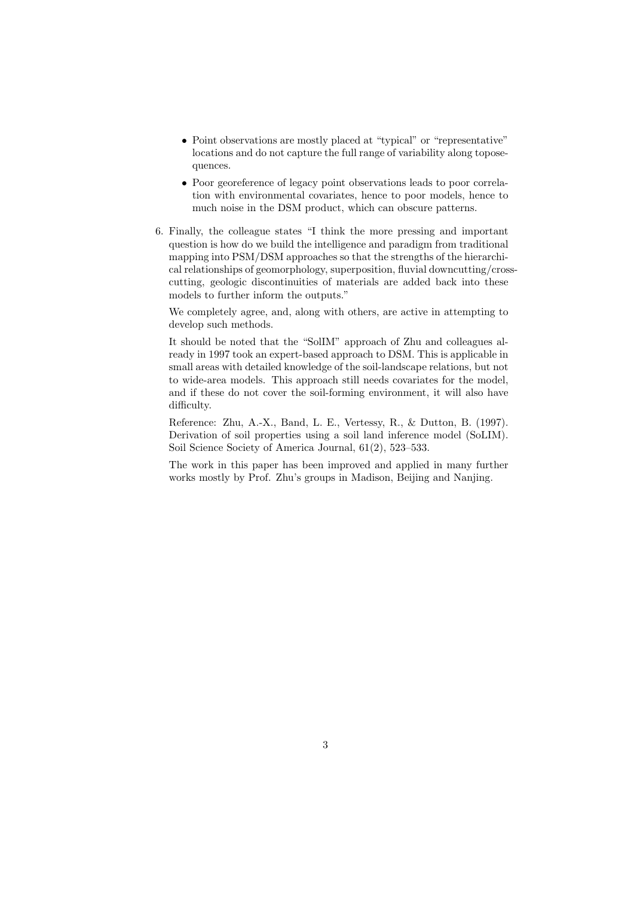- Point observations are mostly placed at "typical" or "representative" locations and do not capture the full range of variability along toposequences.
- Poor georeference of legacy point observations leads to poor correlation with environmental covariates, hence to poor models, hence to much noise in the DSM product, which can obscure patterns.

6. Finally, the colleague states "I think the more pressing and important question is how do we build the intelligence and paradigm from traditional mapping into PSM/DSM approaches so that the strengths of the hierarchical relationships of geomorphology, superposition, fluvial downcutting/crosscutting, geologic discontinuities of materials are added back into these models to further inform the outputs."

   We completely agree, and, along with others, are active in attempting to develop such methods.

   It should be noted that the "SolIM" approach of Zhu and colleagues already in 1997 took an expert-based approach to DSM. This is applicable in small areas with detailed knowledge of the soil-landscape relations, but not to wide-area models. This approach still needs covariates for the model, and if these do not cover the soil-forming environment, it will also have difficulty.

   Reference: Zhu, A.-X., Band, L. E., Vertessy, R., & Dutton, B. (1997). Derivation of soil properties using a soil land inference model (SoLIM). Soil Science Society of America Journal, 61(2), 523–533.

   The work in this paper has been improved and applied in many further works mostly by Prof. Zhu's groups in Madison, Beijing and Nanjing.